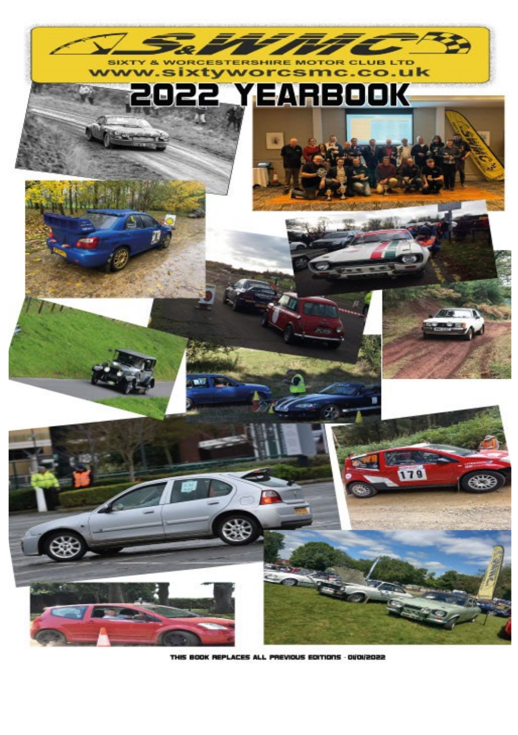# S&WMC

SIXTY & WORCESTERSHIRE MOTOR CLUB LTD

www.sixtyworcsmc.co.uk

# 2022 YEARBOOK

THIS BOOK REPLACES ALL PREVIOUS EDITIONS - 01/01/2022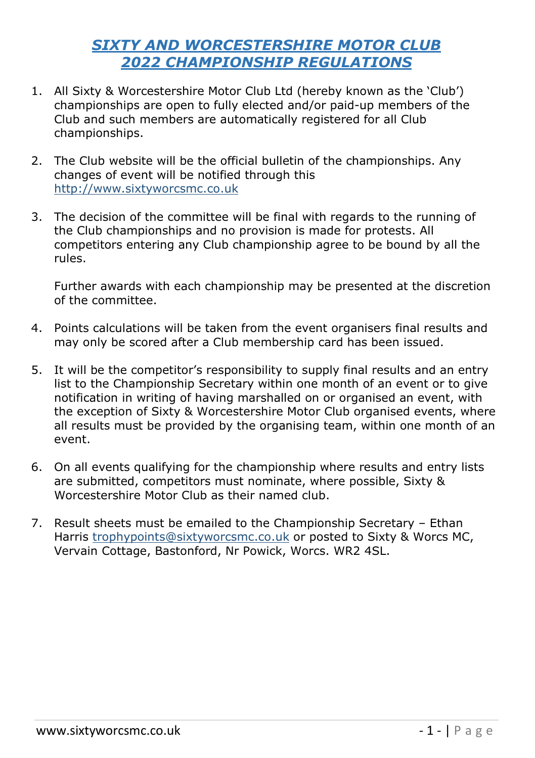# *SIXTY AND WORCESTERSHIRE MOTOR CLUB*
# *2022 CHAMPIONSHIP REGULATIONS*

1. All Sixty & Worcestershire Motor Club Ltd (hereby known as the 'Club') championships are open to fully elected and/or paid-up members of the Club and such members are automatically registered for all Club championships.

2. The Club website will be the official bulletin of the championships. Any changes of event will be notified through this http://www.sixtyworcsmc.co.uk

3. The decision of the committee will be final with regards to the running of the Club championships and no provision is made for protests. All competitors entering any Club championship agree to be bound by all the rules.

   Further awards with each championship may be presented at the discretion of the committee.

4. Points calculations will be taken from the event organisers final results and may only be scored after a Club membership card has issued.

5. It will be the competitor's responsibility to supply final results and an entry list to the Championship Secretary within one month of an event or to give notification in writing of having marshalled on or organised an event, with the exception of Sixty & Worcestershire Motor Club organised events, where all results must be provided by the organising team, within one month of an event.

6. On all events qualifying for the championship where results and entry lists are submitted, competitors must nominate, where possible, Sixty & Worcestershire Motor Club as their named club.

7. Result sheets must be emailed to the Championship Secretary – Ethan Harris trophypoints@sixtyworcsmc.co.uk or posted to Sixty & Worcs MC, Vervain Cottage, Bastonford, Nr Powick, Worcs. WR2 4SL.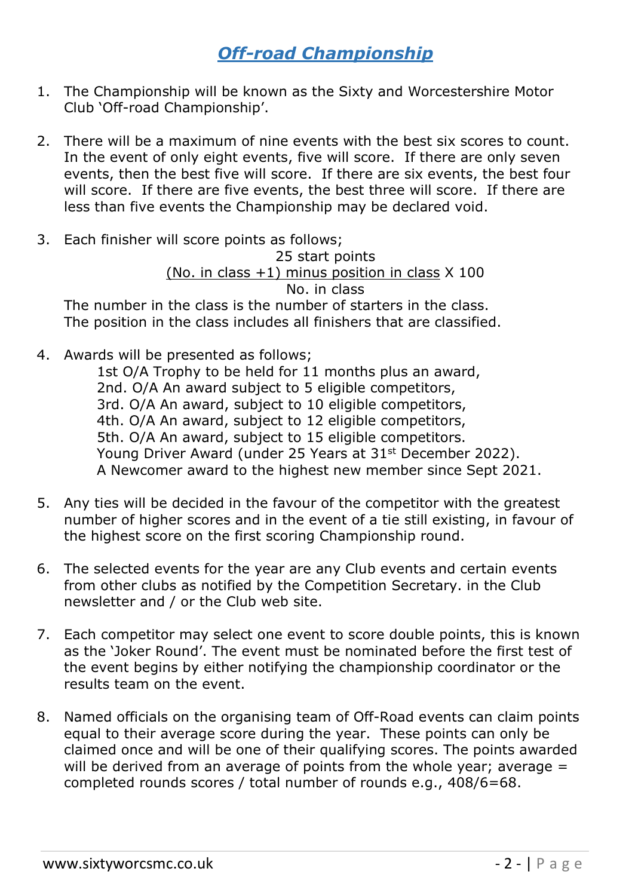# *Off-road Championship*

1. The Championship will be known as the Sixty and Worcestershire Motor Club 'Off-road Championship'.

2. There will be a maximum of nine events with the best six scores to count. In the event of only eight events, five will score. If there are only seven events, then the best five will score. If there are six events, the best four will score. If there are five events, the best three will score. If there are less than five events the Championship may be declared void.

3. Each finisher will score points as follows;

   25 start points

   $$\frac{\text{(No. in class +1) minus position in class}}{\text{No. in class}} \times 100$$

   The number in the class is the number of starters in the class.
   The position in the class includes all finishers that are classified.

4. Awards will be presented as follows;
   - 1st O/A Trophy to be held for 11 months plus an award,
   - 2nd. O/A An award subject to 5 eligible competitors,
   - 3rd. O/A An award, subject to 10 eligible competitors,
   - 4th. O/A An award, subject to 12 eligible competitors,
   - 5th. O/A An award, subject to 15 eligible competitors.
   - Young Driver Award (under 25 Years at 31st December 2022).
   - A Newcomer award to the highest new member since Sept 2021.

5. Any ties will be decided in the favour of the competitor with the greatest number of higher scores and in the event of a tie still existing, in favour of the highest score on the first scoring Championship round.

6. The selected events for the year are any Club events and certain events from other clubs as notified by the Competition Secretary. in the Club newsletter and / or the Club web site.

7. Each competitor may select one event to score double points, this is known as the 'Joker Round'. The event must be nominated before the first test of the event begins by either notifying the championship coordinator or the results team on the event.

8. Named officials on the organising team of Off-Road events can claim points equal to their average score during the year. These points can only be claimed once and will be one of their qualifying scores. The points awarded will be derived from an average of points from the whole year; average = completed rounds scores / total number of rounds e.g., 408/6=68.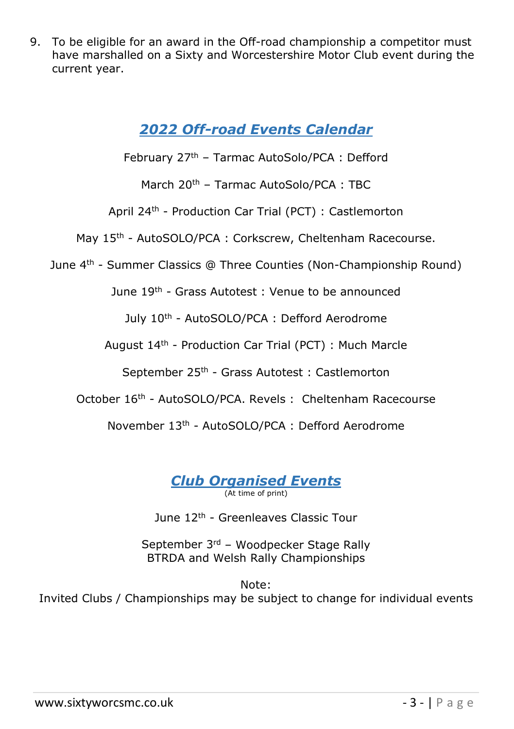9. To be eligible for an award in the Off-road championship a competitor must have marshalled on a Sixty and Worcestershire Motor Club event during the current year.

## *2022 Off-road Events Calendar*

February 27th – Tarmac AutoSolo/PCA : Defford

March 20th – Tarmac AutoSolo/PCA : TBC

April 24th - Production Car Trial (PCT) : Castlemorton

May 15th - AutoSOLO/PCA : Corkscrew, Cheltenham Racecourse.

June 4th - Summer Classics @ Three Counties (Non-Championship Round)

June 19th - Grass Autotest : Venue to be announced

July 10th - AutoSOLO/PCA : Defford Aerodrome

August 14th - Production Car Trial (PCT) : Much Marcle

September 25th - Grass Autotest : Castlemorton

October 16th - AutoSOLO/PCA. Revels : Cheltenham Racecourse

November 13th - AutoSOLO/PCA : Defford Aerodrome

## *Club Organised Events*

(At time of print)

June 12th - Greenleaves Classic Tour

September 3rd – Woodpecker Stage Rally
BTRDA and Welsh Rally Championships

Note:
Invited Clubs / Championships may be subject to change for individual events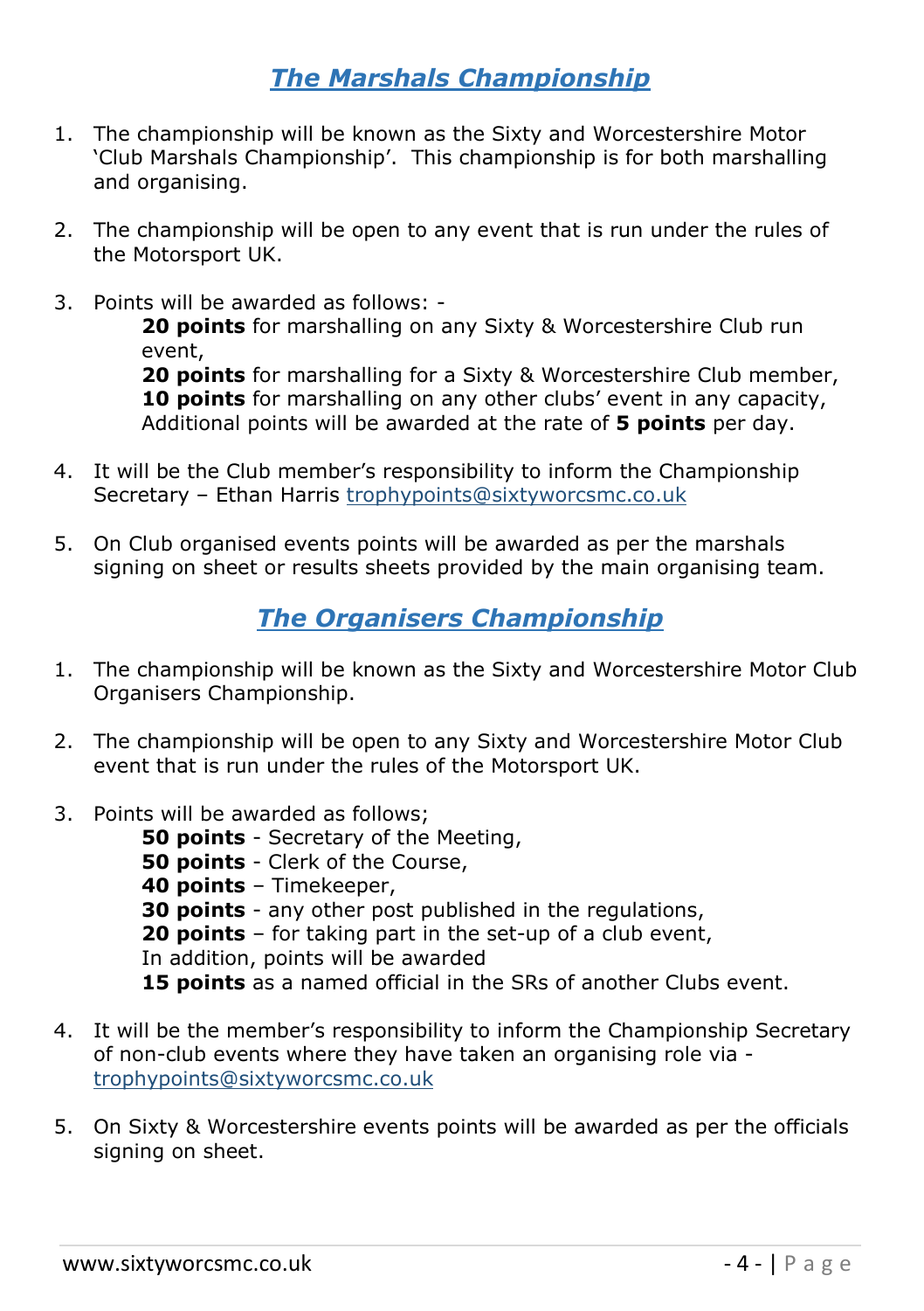## *The Marshals Championship*

1. The championship will be known as the Sixty and Worcestershire Motor 'Club Marshals Championship'. This championship is for both marshalling and organising.

2. The championship will be open to any event that is run under the rules of the Motorsport UK.

3. Points will be awarded as follows: -

   **20 points** for marshalling on any Sixty & Worcestershire Club run event,
   **20 points** for marshalling for a Sixty & Worcestershire Club member,
   **10 points** for marshalling on any other clubs' event in any capacity,
   Additional points will be awarded at the rate of **5 points** per day.

4. It will be the Club member's responsibility to inform the Championship Secretary – Ethan Harris trophypoints@sixtyworcsmc.co.uk

5. On Club organised events points will be awarded as per the marshals signing on sheet or results sheets provided by the main organising team.

## *The Organisers Championship*

1. The championship will be known as the Sixty and Worcestershire Motor Club Organisers Championship.

2. The championship will be open to any Sixty and Worcestershire Motor Club event that is run under the rules of the Motorsport UK.

3. Points will be awarded as follows;

   **50 points** - Secretary of the Meeting,
   **50 points** - Clerk of the Course,
   **40 points** – Timekeeper,
   **30 points** - any other post published in the regulations,
   **20 points** – for taking part in the set-up of a club event,
   In addition, points will be awarded
   **15 points** as a named official in the SRs of another Clubs event.

4. It will be the member's responsibility to inform the Championship Secretary of non-club events where they have taken an organising role via - trophypoints@sixtyworcsmc.co.uk

5. On Sixty & Worcestershire events points will be awarded as per the officials signing on sheet.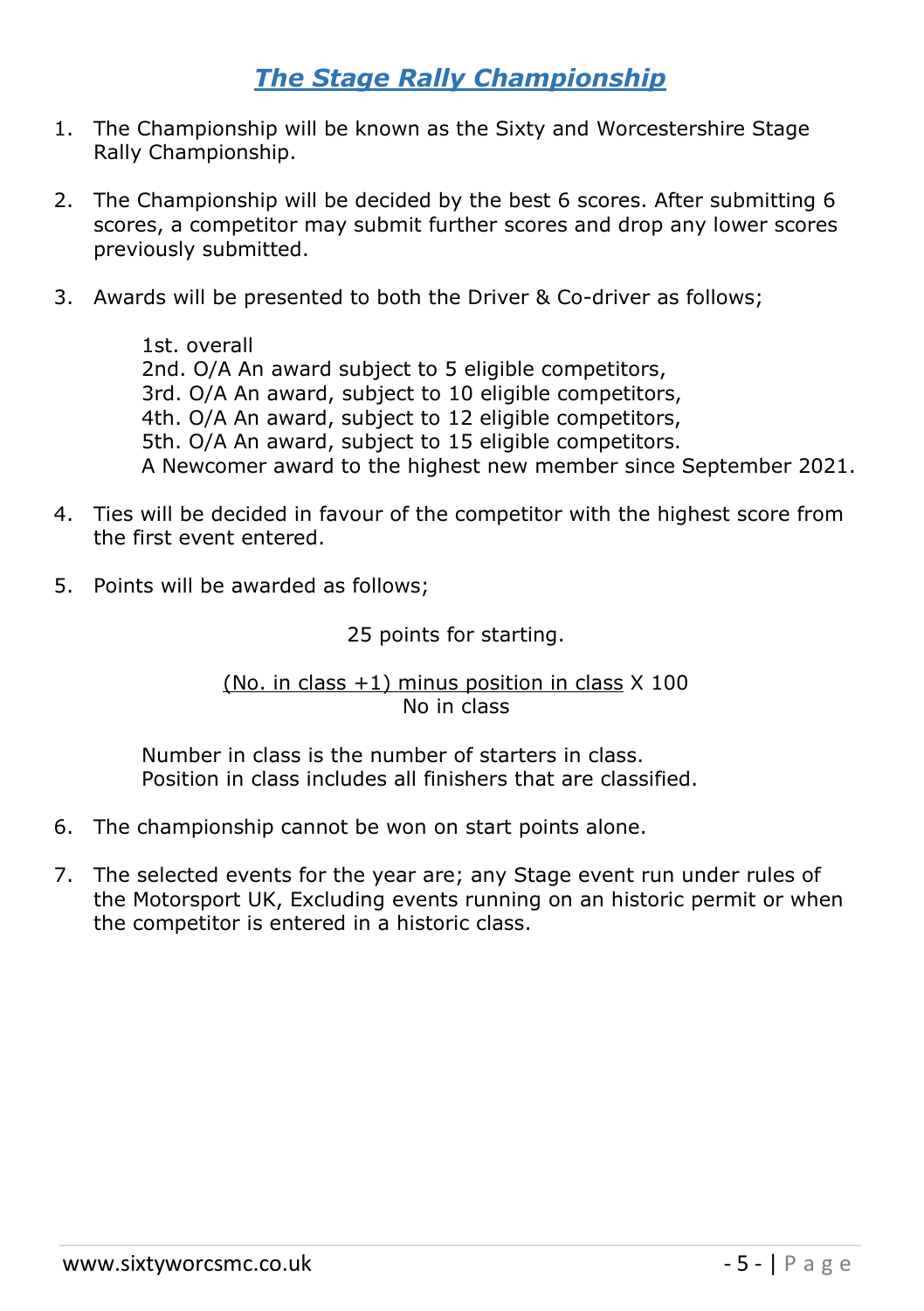## ***The Stage Rally Championship***

1. The Championship will be known as the Sixty and Worcestershire Stage Rally Championship.

2. The Championship will be decided by the best 6 scores. After submitting 6 scores, a competitor may submit further scores and drop any lower scores previously submitted.

3. Awards will be presented to both the Driver & Co-driver as follows;

   1st. overall
   2nd. O/A An award subject to 5 eligible competitors,
   3rd. O/A An award, subject to 10 eligible competitors,
   4th. O/A An award, subject to 12 eligible competitors,
   5th. O/A An award, subject to 15 eligible competitors.
   A Newcomer award to the highest new member since September 2021.

4. Ties will be decided in favour of the competitor with the highest score from the first event entered.

5. Points will be awarded as follows;

   25 points for starting.

   $$\frac{(\text{No. in class} + 1) - \text{position in class}}{\text{No in class}} \times 100$$

   Number in class is the number of starters in class.
   Position in class includes all finishers that are classified.

6. The championship cannot be won on start points alone.

7. The selected events for the year are; any Stage event run under rules of the Motorsport UK, Excluding events running on an historic permit or when the competitor is entered in a historic class.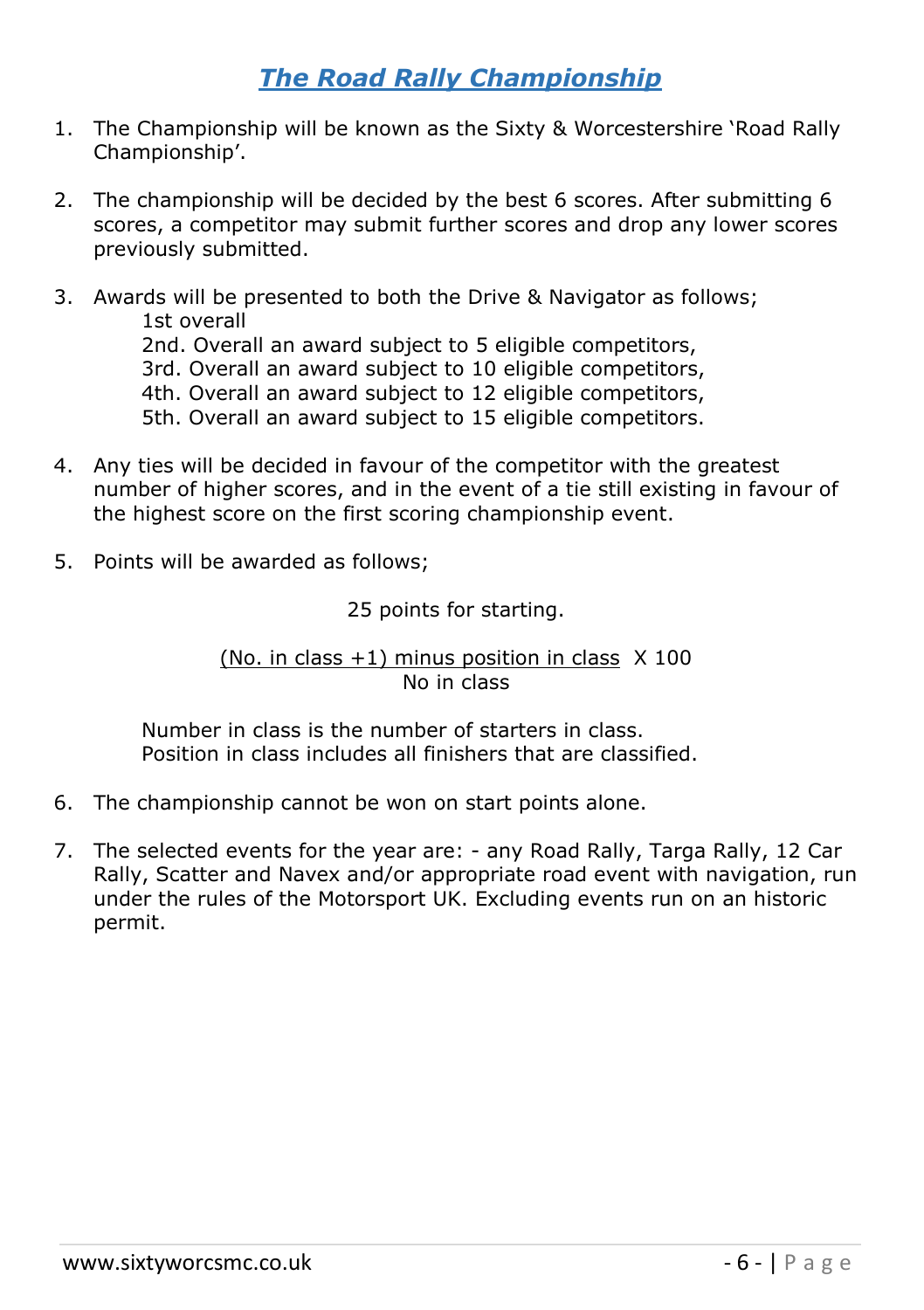# *The Road Rally Championship*

1. The Championship will be known as the Sixty & Worcestershire 'Road Rally Championship'.

2. The championship will be decided by the best 6 scores. After submitting 6 scores, a competitor may submit further scores and drop any lower scores previously submitted.

3. Awards will be presented to both the Drive & Navigator as follows;
   1st overall
   2nd. Overall an award subject to 5 eligible competitors,
   3rd. Overall an award subject to 10 eligible competitors,
   4th. Overall an award subject to 12 eligible competitors,
   5th. Overall an award subject to 15 eligible competitors.

4. Any ties will be decided in favour of the competitor with the greatest number of higher scores, and in the event of a tie still existing in favour of the highest score on the first scoring championship event.

5. Points will be awarded as follows;

   25 points for starting.

   $$\frac{(\text{No. in class} + 1) \text{ minus position in class}}{\text{No in class}} \times 100$$

   Number in class is the number of starters in class.
   Position in class includes all finishers that are classified.

6. The championship cannot be won on start points alone.

7. The selected events for the year are: - any Road Rally, Targa Rally, 12 Car Rally, Scatter and Navex and/or appropriate road event with navigation, run under the rules of the Motorsport UK. Excluding events run on an historic permit.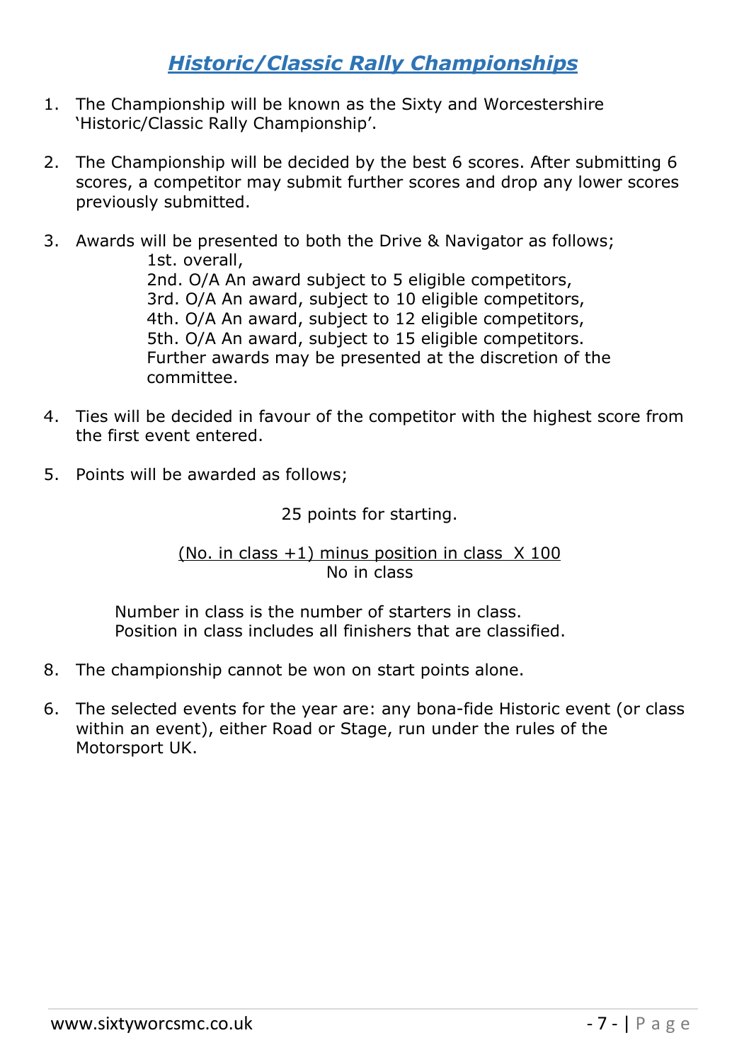# *Historic/Classic Rally Championships*

1. The Championship will be known as the Sixty and Worcestershire 'Historic/Classic Rally Championship'.

2. The Championship will be decided by the best 6 scores. After submitting 6 scores, a competitor may submit further scores and drop any lower scores previously submitted.

3. Awards will be presented to both the Drive & Navigator as follows;
   1st. overall,
   2nd. O/A An award subject to 5 eligible competitors,
   3rd. O/A An award, subject to 10 eligible competitors,
   4th. O/A An award, subject to 12 eligible competitors,
   5th. O/A An award, subject to 15 eligible competitors.
   Further awards may be presented at the discretion of the committee.

4. Ties will be decided in favour of the competitor with the highest score from the first event entered.

5. Points will be awarded as follows;

   25 points for starting.

$$\frac{(\text{No. in class} + 1) \text{ minus position in class } \times 100}{\text{No in class}}$$

   Number in class is the number of starters in class.
   Position in class includes all finishers that are classified.

8. The championship cannot be won on start points alone.

6. The selected events for the year are: any bona-fide Historic event (or class within an event), either Road or Stage, run under the rules of the Motorsport UK.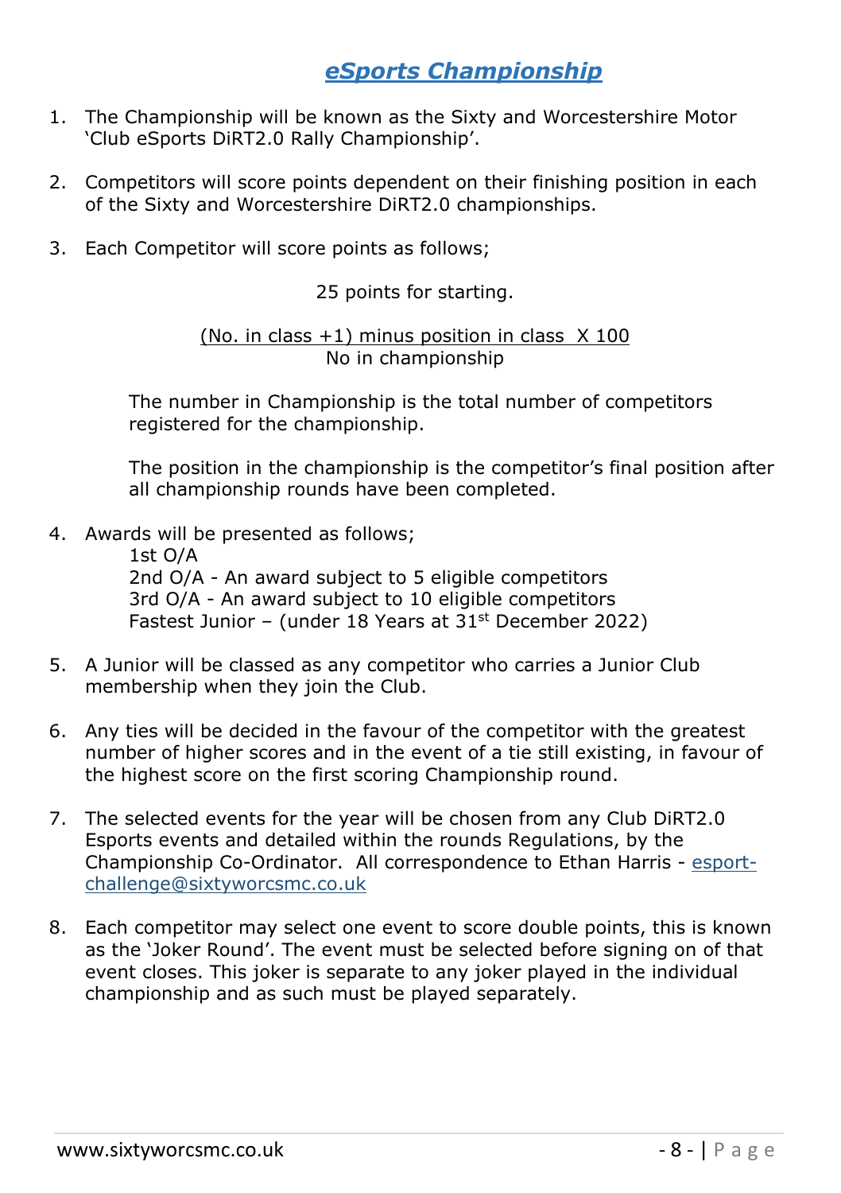## *eSports Championship*

1. The Championship will be known as the Sixty and Worcestershire Motor 'Club eSports DiRT2.0 Rally Championship'.

2. Competitors will score points dependent on their finishing position in each of the Sixty and Worcestershire DiRT2.0 championships.

3. Each Competitor will score points as follows;

   25 points for starting.

   $$\frac{(\text{No. in class} + 1) \text{ minus position in class} \times 100}{\text{No in championship}}$$

   The number in Championship is the total number of competitors registered for the championship.

   The position in the championship is the competitor's final position after all championship rounds have been completed.

4. Awards will be presented as follows;
   1st O/A
   2nd O/A - An award subject to 5 eligible competitors
   3rd O/A - An award subject to 10 eligible competitors
   Fastest Junior – (under 18 Years at 31st December 2022)

5. A Junior will be classed as any competitor who carries a Junior Club membership when they join the Club.

6. Any ties will be decided in the favour of the competitor with the greatest number of higher scores and in the event of a tie still existing, in favour of the highest score on the first scoring Championship round.

7. The selected events for the year will be chosen from any Club DiRT2.0 Esports events and detailed within the rounds Regulations, by the Championship Co-Ordinator. All correspondence to Ethan Harris - esport-challenge@sixtyworcsmc.co.uk

8. Each competitor may select one event to score double points, this is known as the 'Joker Round'. The event must be selected before signing on of that event closes. This joker is separate to any joker played in the individual championship and as such must be played separately.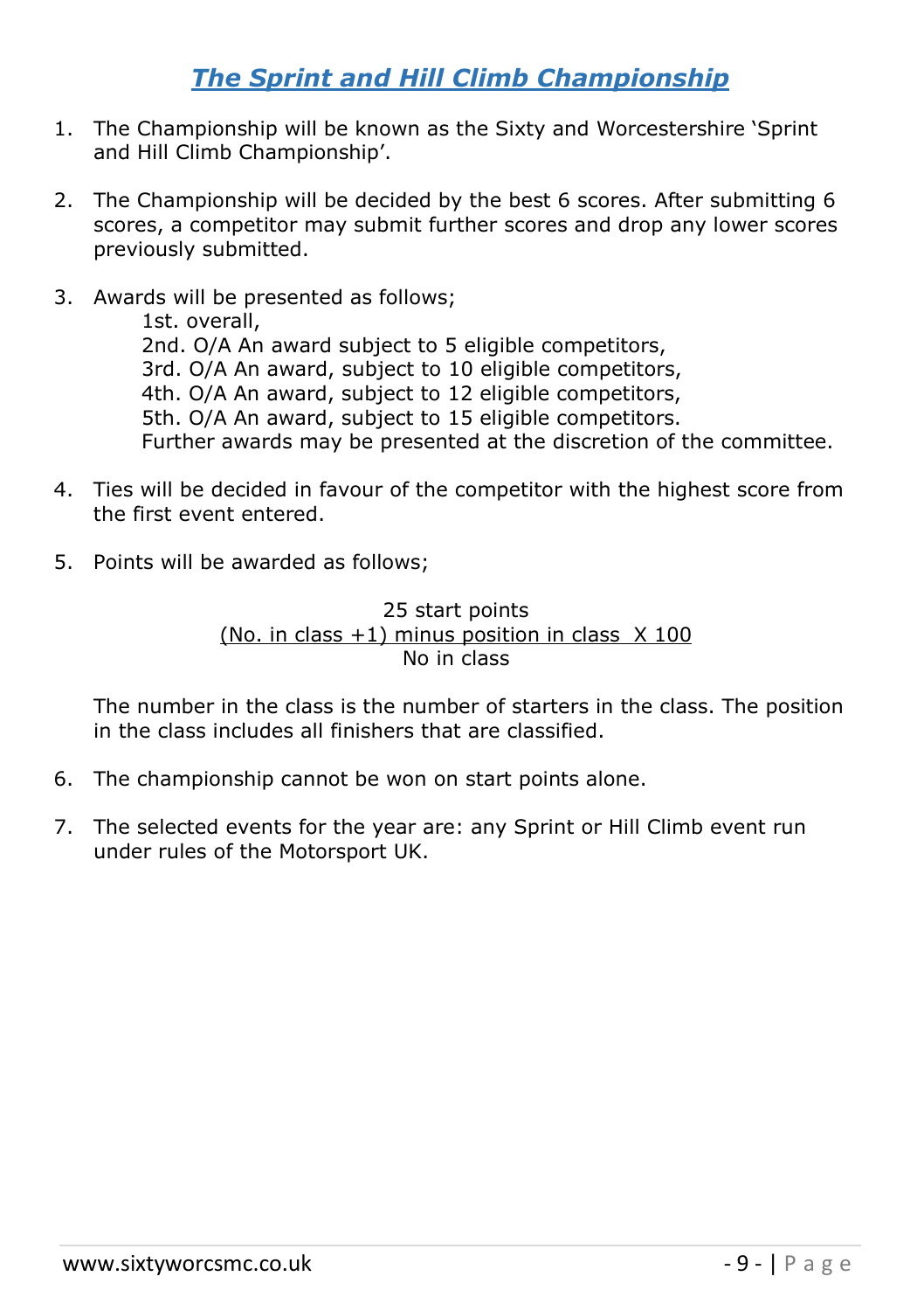## ***The Sprint and Hill Climb Championship***

1. The Championship will be known as the Sixty and Worcestershire 'Sprint and Hill Climb Championship'.

2. The Championship will be decided by the best 6 scores. After submitting 6 scores, a competitor may submit further scores and drop any lower scores previously submitted.

3. Awards will be presented as follows;

   1st. overall,
   2nd. O/A An award subject to 5 eligible competitors,
   3rd. O/A An award, subject to 10 eligible competitors,
   4th. O/A An award, subject to 12 eligible competitors,
   5th. O/A An award, subject to 15 eligible competitors.
   Further awards may be presented at the discretion of the committee.

4. Ties will be decided in favour of the competitor with the highest score from the first event entered.

5. Points will be awarded as follows;

   25 start points

   $$\frac{(\text{No. in class} + 1) \text{ minus position in class} \times 100}{\text{No in class}}$$

   The number in the class is the number of starters in the class. The position in the class includes all finishers that are classified.

6. The championship cannot be won on start points alone.

7. The selected events for the year are: any Sprint or Hill Climb event run under rules of the Motorsport UK.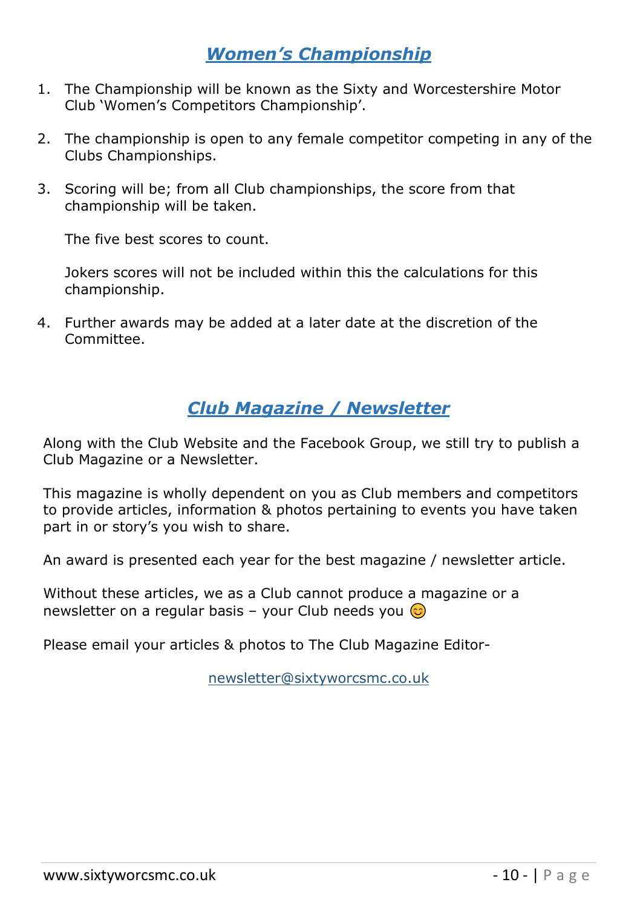## *Women's Championship*

1. The Championship will be known as the Sixty and Worcestershire Motor Club 'Women's Competitors Championship'.

2. The championship is open to any female competitor competing in any of the Clubs Championships.

3. Scoring will be; from all Club championships, the score from that championship will be taken.

   The five best scores to count.

   Jokers scores will not be included within this the calculations for this championship.

4. Further awards may be added at a later date at the discretion of the Committee.

## *Club Magazine / Newsletter*

Along with the Club Website and the Facebook Group, we still try to publish a Club Magazine or a Newsletter.

This magazine is wholly dependent on you as Club members and competitors to provide articles, information & photos pertaining to events you have taken part in or story's you wish to share.

An award is presented each year for the best magazine / newsletter article.

Without these articles, we as a Club cannot produce a magazine or a newsletter on a regular basis – your Club needs you 😊

Please email your articles & photos to The Club Magazine Editor-

newsletter@sixtyworcsmc.co.uk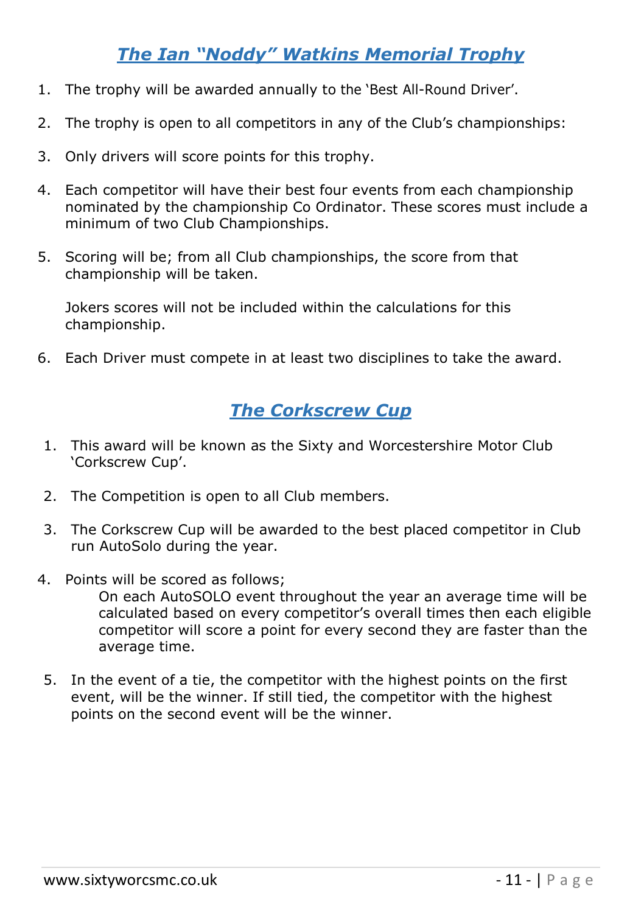## ***The Ian "Noddy" Watkins Memorial Trophy***

1. The trophy will be awarded annually to the 'Best All-Round Driver'.
2. The trophy is open to all competitors in any of the Club's championships:
3. Only drivers will score points for this trophy.
4. Each competitor will have their best four events from each championship nominated by the championship Co Ordinator. These scores must include a minimum of two Club Championships.
5. Scoring will be; from all Club championships, the score from that championship will be taken.

   Jokers scores will not be included within the calculations for this championship.
6. Each Driver must compete in at least two disciplines to take the award.

## ***The Corkscrew Cup***

1. This award will be known as the Sixty and Worcestershire Motor Club 'Corkscrew Cup'.
2. The Competition is open to all Club members.
3. The Corkscrew Cup will be awarded to the best placed competitor in Club run AutoSolo during the year.
4. Points will be scored as follows;

   On each AutoSOLO event throughout the year an average time will be calculated based on every competitor's overall times then each eligible competitor will score a point for every second they are faster than the average time.
5. In the event of a tie, the competitor with the highest points on the first event, will be the winner. If still tied, the competitor with the highest points on the second event will be the winner.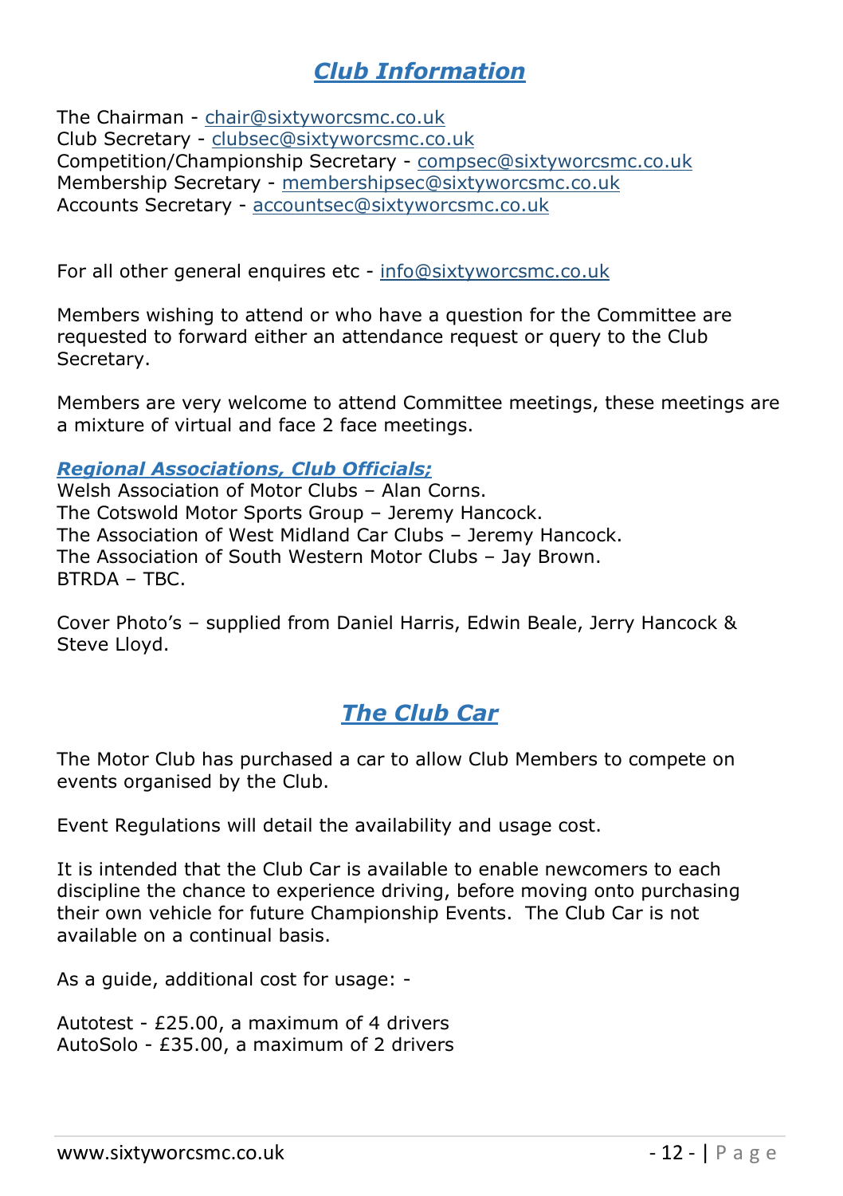## ***Club Information***

The Chairman - chair@sixtyworcsmc.co.uk
Club Secretary - clubsec@sixtyworcsmc.co.uk
Competition/Championship Secretary - compsec@sixtyworcsmc.co.uk
Membership Secretary - membershipsec@sixtyworcsmc.co.uk
Accounts Secretary - accountsec@sixtyworcsmc.co.uk

For all other general enquires etc - info@sixtyworcsmc.co.uk

Members wishing to attend or who have a question for the Committee are requested to forward either an attendance request or query to the Club Secretary.

Members are very welcome to attend Committee meetings, these meetings are a mixture of virtual and face 2 face meetings.

***Regional Associations, Club Officials;***
Welsh Association of Motor Clubs – Alan Corns.
The Cotswold Motor Sports Group – Jeremy Hancock.
The Association of West Midland Car Clubs – Jeremy Hancock.
The Association of South Western Motor Clubs – Jay Brown.
BTRDA – TBC.

Cover Photo's – supplied from Daniel Harris, Edwin Beale, Jerry Hancock & Steve Lloyd.

## ***The Club Car***

The Motor Club has purchased a car to allow Club Members to compete on events organised by the Club.

Event Regulations will detail the availability and usage cost.

It is intended that the Club Car is available to enable newcomers to each discipline the chance to experience driving, before moving onto purchasing their own vehicle for future Championship Events. The Club Car is not available on a continual basis.

As a guide, additional cost for usage: -

Autotest - £25.00, a maximum of 4 drivers
AutoSolo - £35.00, a maximum of 2 drivers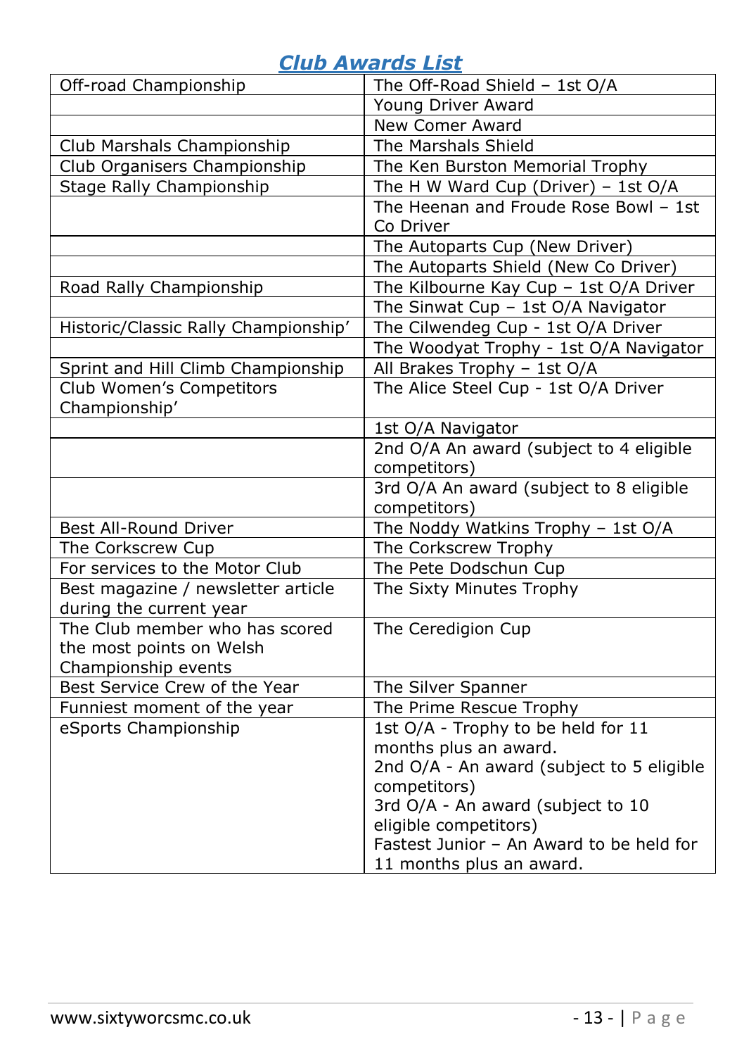## *Club Awards List*

| | |
|---|---|
| Off-road Championship | The Off-Road Shield – 1st O/A |
| | Young Driver Award |
| | New Comer Award |
| Club Marshals Championship | The Marshals Shield |
| Club Organisers Championship | The Ken Burston Memorial Trophy |
| Stage Rally Championship | The H W Ward Cup (Driver) – 1st O/A |
| | The Heenan and Froude Rose Bowl – 1st Co Driver |
| | The Autoparts Cup (New Driver) |
| | The Autoparts Shield (New Co Driver) |
| Road Rally Championship | The Kilbourne Kay Cup – 1st O/A Driver |
| | The Sinwat Cup – 1st O/A Navigator |
| Historic/Classic Rally Championship' | The Cilwendeg Cup - 1st O/A Driver |
| | The Woodyat Trophy - 1st O/A Navigator |
| Sprint and Hill Climb Championship | All Brakes Trophy – 1st O/A |
| Club Women's Competitors Championship' | The Alice Steel Cup - 1st O/A Driver |
| | 1st O/A Navigator |
| | 2nd O/A An award (subject to 4 eligible competitors) |
| | 3rd O/A An award (subject to 8 eligible competitors) |
| Best All-Round Driver | The Noddy Watkins Trophy – 1st O/A |
| The Corkscrew Cup | The Corkscrew Trophy |
| For services to the Motor Club | The Pete Dodschun Cup |
| Best magazine / newsletter article during the current year | The Sixty Minutes Trophy |
| The Club member who has scored the most points on Welsh Championship events | The Ceredigion Cup |
| Best Service Crew of the Year | The Silver Spanner |
| Funniest moment of the year | The Prime Rescue Trophy |
| eSports Championship | 1st O/A - Trophy to be held for 11 months plus an award.<br>2nd O/A - An award (subject to 5 eligible competitors)<br>3rd O/A - An award (subject to 10 eligible competitors)<br>Fastest Junior – An Award to be held for 11 months plus an award. |

www.sixtyworcsmc.co.uk